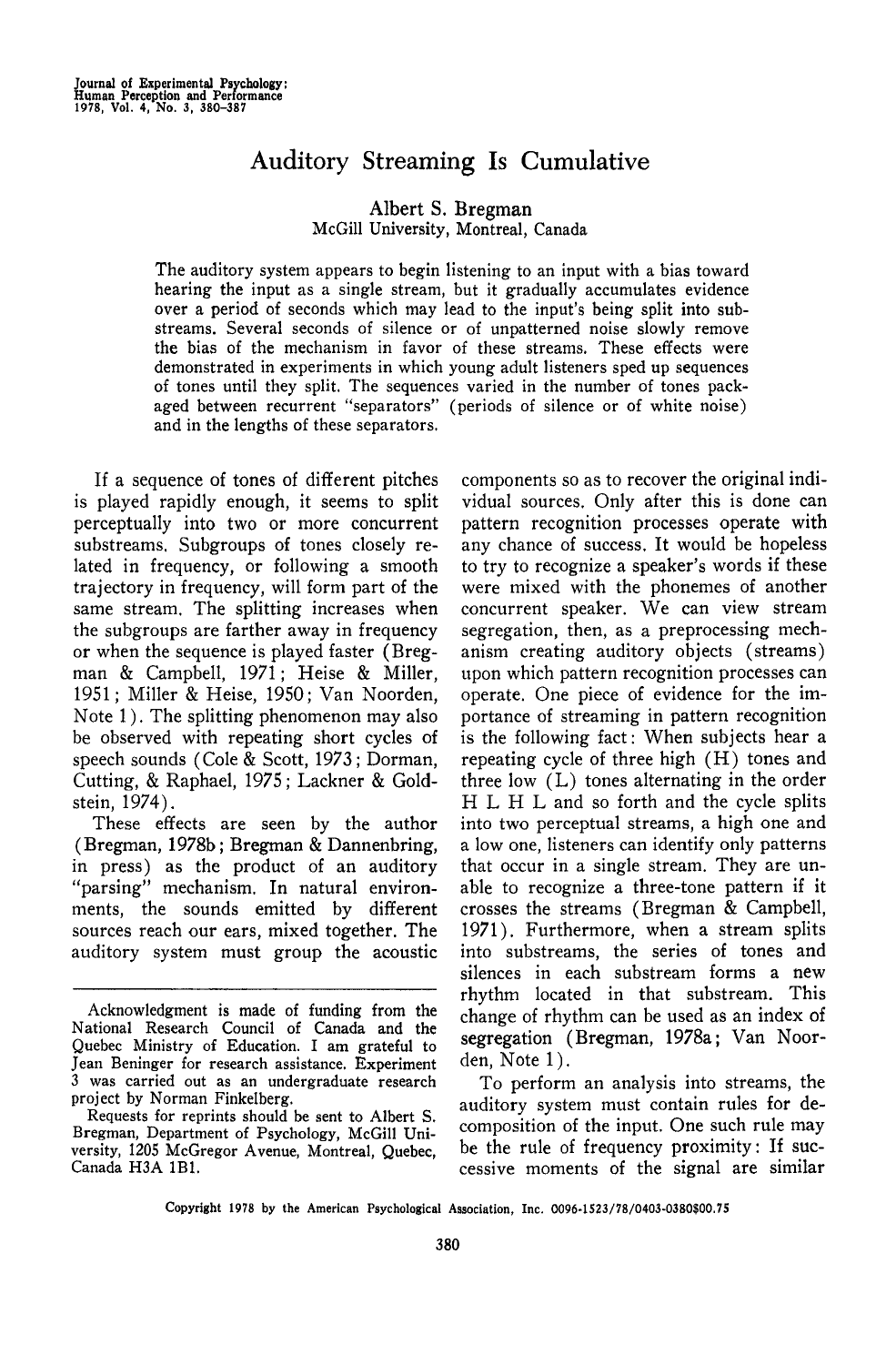# Auditory Streaming Is Cumulative

Albert S. Bregman
McGill University, Montreal, Canada

The auditory system appears to begin listening to an input with a bias toward hearing the input as a single stream, but it gradually accumulates evidence over a period of seconds which may lead to the input's being split into substreams. Several seconds of silence or of unpatterned noise slowly remove the bias of the mechanism in favor of these streams. These effects were demonstrated in experiments in which young adult listeners sped up sequences of tones until they split. The sequences varied in the number of tones packaged between recurrent "separators" (periods of silence or of white noise) and in the lengths of these separators.

If a sequence of tones of different pitches is played rapidly enough, it seems to split perceptually into two or more concurrent substreams. Subgroups of tones closely related in frequency, or following a smooth trajectory in frequency, will form part of the same stream. The splitting increases when the subgroups are farther away in frequency or when the sequence is played faster (Bregman & Campbell, 1971; Heise & Miller, 1951; Miller & Heise, 1950; Van Noorden, Note 1). The splitting phenomenon may also be observed with repeating short cycles of speech sounds (Cole & Scott, 1973; Dorman, Cutting, & Raphael, 1975; Lackner & Goldstein, 1974).

These effects are seen by the author (Bregman, 1978b; Bregman & Dannenbring, in press) as the product of an auditory "parsing" mechanism. In natural environments, the sounds emitted by different sources reach our ears, mixed together. The auditory system must group the acoustic components so as to recover the original individual sources. Only after this is done can pattern recognition processes operate with any chance of success. It would be hopeless to try to recognize a speaker's words if these were mixed with the phonemes of another concurrent speaker. We can view stream segregation, then, as a preprocessing mechanism creating auditory objects (streams) upon which pattern recognition processes can operate. One piece of evidence for the importance of streaming in pattern recognition is the following fact: When subjects hear a repeating cycle of three high (H) tones and three low (L) tones alternating in the order H L H L and so forth and the cycle splits into two perceptual streams, a high one and a low one, listeners can identify only patterns that occur in a single stream. They are unable to recognize a three-tone pattern if it crosses the streams (Bregman & Campbell, 1971). Furthermore, when a stream splits into substreams, the series of tones and silences in each substream forms a new rhythm located in that substream. This change of rhythm can be used as an index of segregation (Bregman, 1978a; Van Noorden, Note 1).

To perform an analysis into streams, the auditory system must contain rules for decomposition of the input. One such rule may be the rule of frequency proximity: If successive moments of the signal are similar

---

Acknowledgment is made of funding from the National Research Council of Canada and the Quebec Ministry of Education. I am grateful to Jean Beninger for research assistance. Experiment 3 was carried out as an undergraduate research project by Norman Finkelberg.

Requests for reprints should be sent to Albert S. Bregman, Department of Psychology, McGill University, 1205 McGregor Avenue, Montreal, Quebec, Canada H3A 1B1.

Copyright 1978 by the American Psychological Association, Inc. 0096-1523/78/0403-0380$00.75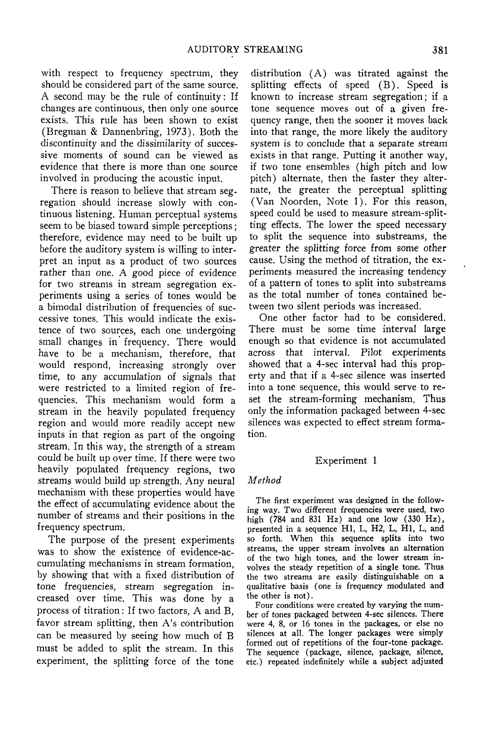with respect to frequency spectrum, they should be considered part of the same source. A second may be the rule of continuity: If changes are continuous, then only one source exists. This rule has been shown to exist (Bregman & Dannenbring, 1973). Both the discontinuity and the dissimilarity of successive moments of sound can be viewed as evidence that there is more than one source involved in producing the acoustic input.

There is reason to believe that stream segregation should increase slowly with continuous listening. Human perceptual systems seem to be biased toward simple perceptions; therefore, evidence may need to be built up before the auditory system is willing to interpret an input as a product of two sources rather than one. A good piece of evidence for two streams in stream segregation experiments using a series of tones would be a bimodal distribution of frequencies of successive tones. This would indicate the existence of two sources, each one undergoing small changes in frequency. There would have to be a mechanism, therefore, that would respond, increasing strongly over time, to any accumulation of signals that were restricted to a limited region of frequencies. This mechanism would form a stream in the heavily populated frequency region and would more readily accept new inputs in that region as part of the ongoing stream. In this way, the strength of a stream could be built up over time. If there were two heavily populated frequency regions, two streams would build up strength. Any neural mechanism with these properties would have the effect of accumulating evidence about the number of streams and their positions in the frequency spectrum.

The purpose of the present experiments was to show the existence of evidence-accumulating mechanisms in stream formation, by showing that with a fixed distribution of tone frequencies, stream segregation increased over time. This was done by a process of titration: If two factors, A and B, favor stream splitting, then A's contribution can be measured by seeing how much of B must be added to split the stream. In this experiment, the splitting force of the tone distribution (A) was titrated against the splitting effects of speed (B). Speed is known to increase stream segregation; if a tone sequence moves out of a given frequency range, then the sooner it moves back into that range, the more likely the auditory system is to conclude that a separate stream exists in that range. Putting it another way, if two tone ensembles (high pitch and low pitch) alternate, then the faster they alternate, the greater the perceptual splitting (Van Noorden, Note 1). For this reason, speed could be used to measure stream-splitting effects. The lower the speed necessary to split the sequence into substreams, the greater the splitting force from some other cause. Using the method of titration, the experiments measured the increasing tendency of a pattern of tones to split into substreams as the total number of tones contained between two silent periods was increased.

One other factor had to be considered. There must be some time interval large enough so that evidence is not accumulated across that interval. Pilot experiments showed that a 4-sec interval had this property and that if a 4-sec silence was inserted into a tone sequence, this would serve to reset the stream-forming mechanism. Thus only the information packaged between 4-sec silences was expected to effect stream formation.

## Experiment 1

### *Method*

The first experiment was designed in the following way. Two different frequencies were used, two high (784 and 831 Hz) and one low (330 Hz), presented in a sequence H1, L, H2, L, H1, L, and so forth. When this sequence splits into two streams, the upper stream involves an alternation of the two high tones, and the lower stream involves the steady repetition of a single tone. Thus the two streams are easily distinguishable on a qualitative basis (one is frequency modulated and the other is not).

Four conditions were created by varying the number of tones packaged between 4-sec silences. There were 4, 8, or 16 tones in the packages, or else no silences at all. The longer packages were simply formed out of repetitions of the four-tone package. The sequence (package, silence, package, silence, etc.) repeated indefinitely while a subject adjusted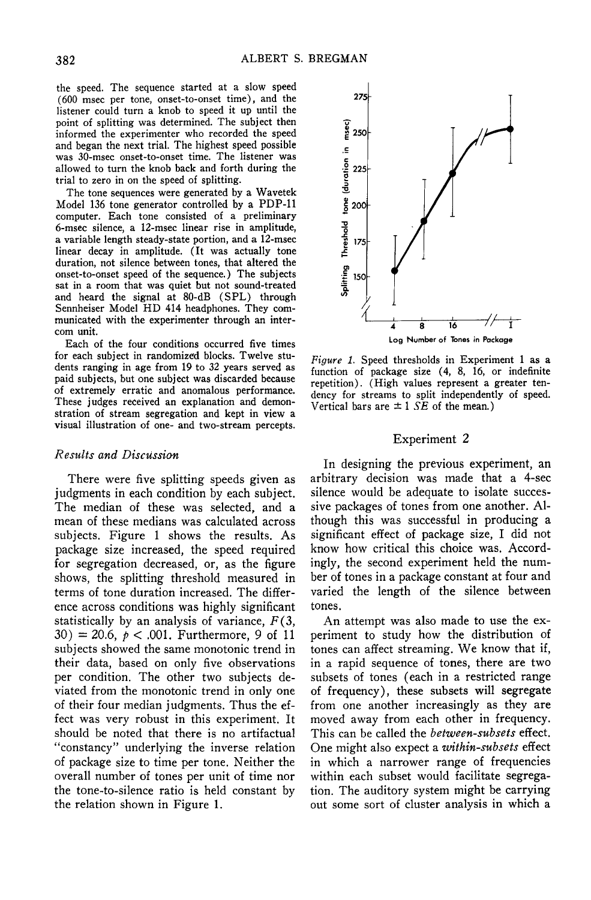the speed. The sequence started at a slow speed (600 msec per tone, onset-to-onset time), and the listener could turn a knob to speed it up until the point of splitting was determined. The subject then informed the experimenter who recorded the speed and began the next trial. The highest speed possible was 30-msec onset-to-onset time. The listener was allowed to turn the knob back and forth during the trial to zero in on the speed of splitting.

The tone sequences were generated by a Wavetek Model 136 tone generator controlled by a PDP-11 computer. Each tone consisted of a preliminary 6-msec silence, a 12-msec linear rise in amplitude, a variable length steady-state portion, and a 12-msec linear decay in amplitude. (It was actually tone duration, not silence between tones, that altered the onset-to-onset speed of the sequence.) The subjects sat in a room that was quiet but not sound-treated and heard the signal at 80-dB (SPL) through Sennheiser Model HD 414 headphones. They communicated with the experimenter through an intercom unit.

Each of the four conditions occurred five times for each subject in randomized blocks. Twelve students ranging in age from 19 to 32 years served as paid subjects, but one subject was discarded because of extremely erratic and anomalous performance. These judges received an explanation and demonstration of stream segregation and kept in view a visual illustration of one- and two-stream percepts.

### *Results and Discussion*

There were five splitting speeds given as judgments in each condition by each subject. The median of these was selected, and a mean of these medians was calculated across subjects. Figure 1 shows the results. As package size increased, the speed required for segregation decreased, or, as the figure shows, the splitting threshold measured in terms of tone duration increased. The difference across conditions was highly significant statistically by an analysis of variance, $F(3, 30) = 20.6$, $p < .001$. Furthermore, 9 of 11 subjects showed the same monotonic trend in their data, based on only five observations per condition. The other two subjects deviated from the monotonic trend in only one of their four median judgments. Thus the effect was very robust in this experiment. It should be noted that there is no artifactual "constancy" underlying the inverse relation of package size to time per tone. Neither the overall number of tones per unit of time nor the tone-to-silence ratio is held constant by the relation shown in Figure 1.

*Figure 1.* Speed thresholds in Experiment 1 as a function of package size (4, 8, 16, or indefinite repetition). (High values represent a greater tendency for streams to split independently of speed. Vertical bars are ± 1 *SE* of the mean.)

## Experiment 2

In designing the previous experiment, an arbitrary decision was made that a 4-sec silence would be adequate to isolate successive packages of tones from one another. Although this was successful in producing a significant effect of package size, I did not know how critical this choice was. Accordingly, the second experiment held the number of tones in a package constant at four and varied the length of the silence between tones.

An attempt was also made to use the experiment to study how the distribution of tones can affect streaming. We know that if, in a rapid sequence of tones, there are two subsets of tones (each in a restricted range of frequency), these subsets will segregate from one another increasingly as they are moved away from each other in frequency. This can be called the *between-subsets* effect. One might also expect a *within-subsets* effect in which a narrower range of frequencies within each subset would facilitate segregation. The auditory system might be carrying out some sort of cluster analysis in which a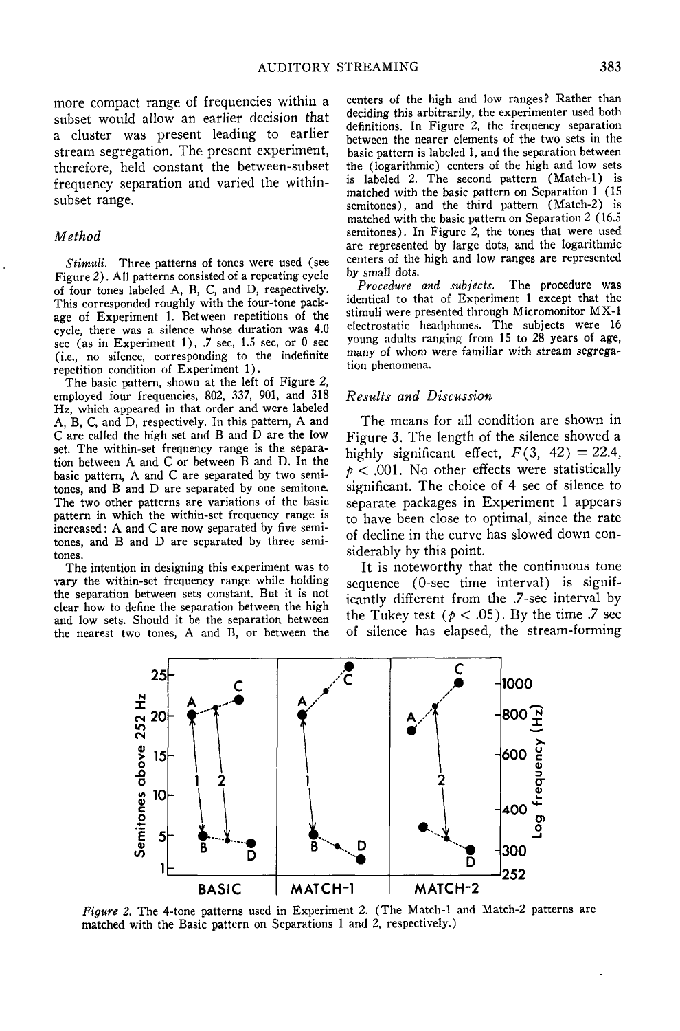more compact range of frequencies within a subset would allow an earlier decision that a cluster was present leading to earlier stream segregation. The present experiment, therefore, held constant the between-subset frequency separation and varied the within-subset range.

### *Method*

*Stimuli.* Three patterns of tones were used (see Figure 2). All patterns consisted of a repeating cycle of four tones labeled A, B, C, and D, respectively. This corresponded roughly with the four-tone package of Experiment 1. Between repetitions of the cycle, there was a silence whose duration was 4.0 sec (as in Experiment 1), .7 sec, 1.5 sec, or 0 sec (i.e., no silence, corresponding to the indefinite repetition condition of Experiment 1).

The basic pattern, shown at the left of Figure 2, employed four frequencies, 802, 337, 901, and 318 Hz, which appeared in that order and were labeled A, B, C, and D, respectively. In this pattern, A and C are called the high set and B and D are the low set. The within-set frequency range is the separation between A and C or between B and D. In the basic pattern, A and C are separated by two semitones, and B and D are separated by one semitone. The two other patterns are variations of the basic pattern in which the within-set frequency range is increased: A and C are now separated by five semitones, and B and D are separated by three semitones.

The intention in designing this experiment was to vary the within-set frequency range while holding the separation between sets constant. But it is not clear how to define the separation between the high and low sets. Should it be the separation between the nearest two tones, A and B, or between the centers of the high and low ranges? Rather than deciding this arbitrarily, the experimenter used both definitions. In Figure 2, the frequency separation between the nearer elements of the two sets in the basic pattern is labeled 1, and the separation between the (logarithmic) centers of the high and low sets is labeled 2. The second pattern (Match-1) is matched with the basic pattern on Separation 1 (15 semitones), and the third pattern (Match-2) is matched with the basic pattern on Separation 2 (16.5 semitones). In Figure 2, the tones that were used are represented by large dots, and the logarithmic centers of the high and low ranges are represented by small dots.

*Procedure and subjects.* The procedure was identical to that of Experiment 1 except that the stimuli were presented through Micromonitor MX-1 electrostatic headphones. The subjects were 16 young adults ranging from 15 to 28 years of age, many of whom were familiar with stream segregation phenomena.

### *Results and Discussion*

The means for all condition are shown in Figure 3. The length of the silence showed a highly significant effect, $F(3, 42) = 22.4$, $p < .001$. No other effects were statistically significant. The choice of 4 sec of silence to separate packages in Experiment 1 appears to have been close to optimal, since the rate of decline in the curve has slowed down considerably by this point.

It is noteworthy that the continuous tone sequence (0-sec time interval) is significantly different from the .7-sec interval by the Tukey test ($p < .05$). By the time .7 sec of silence has elapsed, the stream-forming

*Figure 2.* The 4-tone patterns used in Experiment 2. (The Match-1 and Match-2 patterns are matched with the Basic pattern on Separations 1 and 2, respectively.)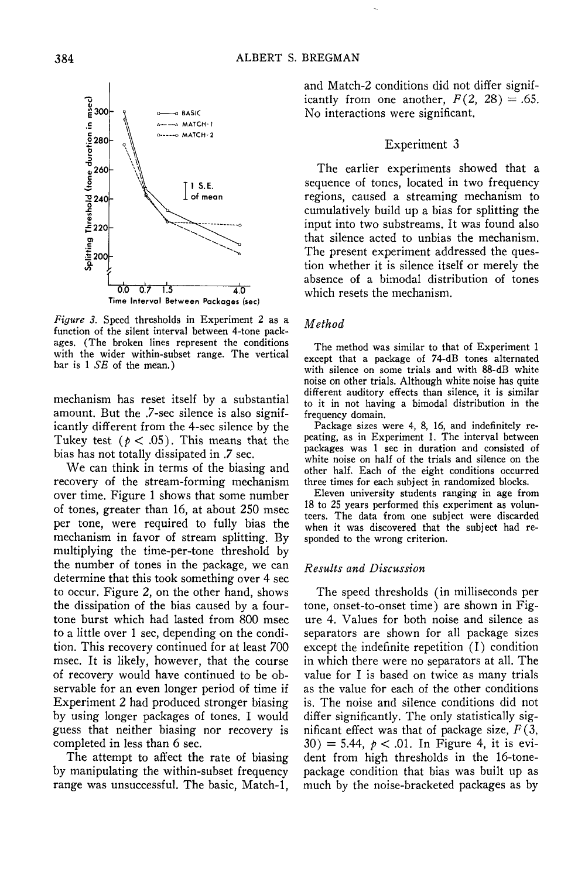Figure 3. Speed thresholds in Experiment 2 as a function of the silent interval between 4-tone packages. (The broken lines represent the conditions with the wider within-subset range. The vertical bar is 1 *SE* of the mean.)

mechanism has reset itself by a substantial amount. But the .7-sec silence is also significantly different from the 4-sec silence by the Tukey test ($p < .05$). This means that the bias has not totally dissipated in .7 sec.

We can think in terms of the biasing and recovery of the stream-forming mechanism over time. Figure 1 shows that some number of tones, greater than 16, at about 250 msec per tone, were required to fully bias the mechanism in favor of stream splitting. By multiplying the time-per-tone threshold by the number of tones in the package, we can determine that this took something over 4 sec to occur. Figure 2, on the other hand, shows the dissipation of the bias caused by a four-tone burst which had lasted from 800 msec to a little over 1 sec, depending on the condition. This recovery continued for at least 700 msec. It is likely, however, that the course of recovery would have continued to be observable for an even longer period of time if Experiment 2 had produced stronger biasing by using longer packages of tones. I would guess that neither biasing nor recovery is completed in less than 6 sec.

The attempt to affect the rate of biasing by manipulating the within-subset frequency range was unsuccessful. The basic, Match-1, and Match-2 conditions did not differ significantly from one another, $F(2, 28) = .65$. No interactions were significant.

## Experiment 3

The earlier experiments showed that a sequence of tones, located in two frequency regions, caused a streaming mechanism to cumulatively build up a bias for splitting the input into two substreams. It was found also that silence acted to unbias the mechanism. The present experiment addressed the question whether it is silence itself or merely the absence of a bimodal distribution of tones which resets the mechanism.

### *Method*

The method was similar to that of Experiment 1 except that a package of 74-dB tones alternated with silence on some trials and with 88-dB white noise on other trials. Although white noise has quite different auditory effects than silence, it is similar to it in not having a bimodal distribution in the frequency domain.

Package sizes were 4, 8, 16, and indefinitely repeating, as in Experiment 1. The interval between packages was 1 sec in duration and consisted of white noise on half of the trials and silence on the other half. Each of the eight conditions occurred three times for each subject in randomized blocks.

Eleven university students ranging in age from 18 to 25 years performed this experiment as volunteers. The data from one subject were discarded when it was discovered that the subject had responded to the wrong criterion.

### *Results and Discussion*

The speed thresholds (in milliseconds per tone, onset-to-onset time) are shown in Figure 4. Values for both noise and silence as separators are shown for all package sizes except the indefinite repetition (I) condition in which there were no separators at all. The value for I is based on twice as many trials as the value for each of the other conditions is. The noise and silence conditions did not differ significantly. The only statistically significant effect was that of package size, $F(3, 30) = 5.44$, $p < .01$. In Figure 4, it is evident from high thresholds in the 16-tone-package condition that bias was built up as much by the noise-bracketed packages as by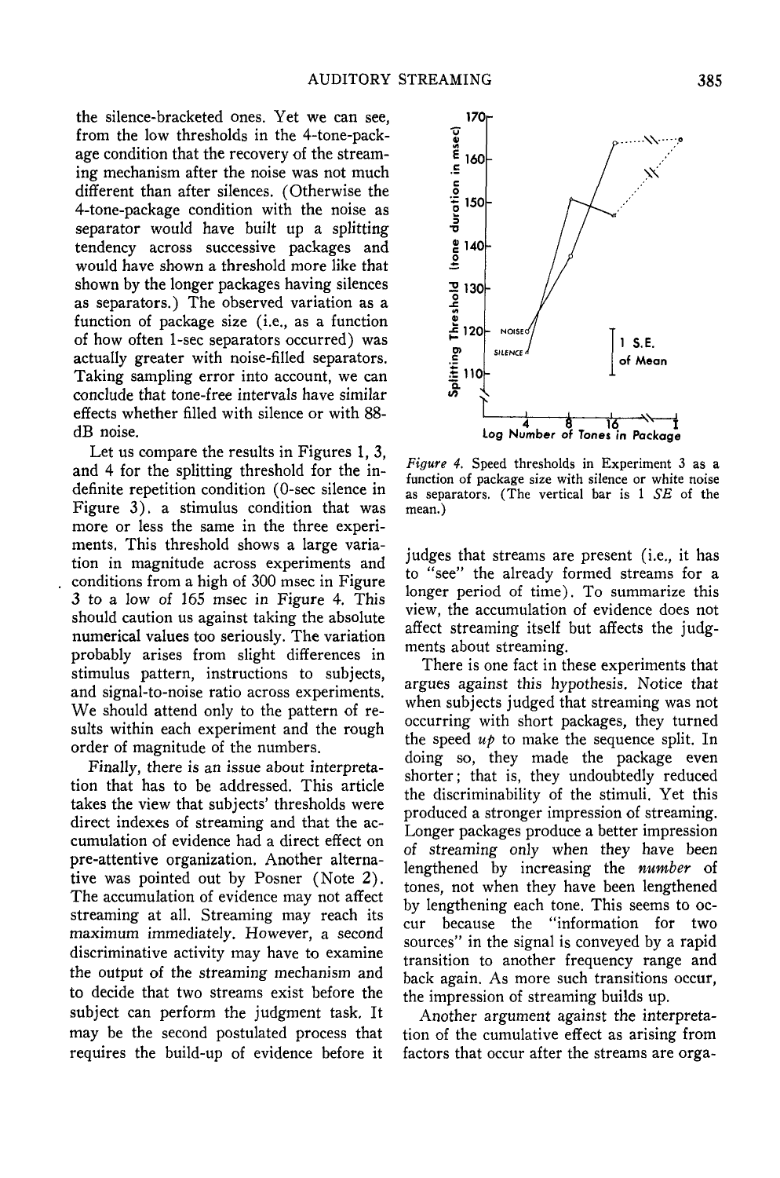the silence-bracketed ones. Yet we can see, from the low thresholds in the 4-tone-package condition that the recovery of the streaming mechanism after the noise was not much different than after silences. (Otherwise the 4-tone-package condition with the noise as separator would have built up a splitting tendency across successive packages and would have shown a threshold more like that shown by the longer packages having silences as separators.) The observed variation as a function of package size (i.e., as a function of how often 1-sec separators occurred) was actually greater with noise-filled separators. Taking sampling error into account, we can conclude that tone-free intervals have similar effects whether filled with silence or with 88-dB noise.

Let us compare the results in Figures 1, 3, and 4 for the splitting threshold for the indefinite repetition condition (0-sec silence in Figure 3), a stimulus condition that was more or less the same in the three experiments. This threshold shows a large variation in magnitude across experiments and conditions from a high of 300 msec in Figure 3 to a low of 165 msec in Figure 4. This should caution us against taking the absolute numerical values too seriously. The variation probably arises from slight differences in stimulus pattern, instructions to subjects, and signal-to-noise ratio across experiments. We should attend only to the pattern of results within each experiment and the rough order of magnitude of the numbers.

Finally, there is an issue about interpretation that has to be addressed. This article takes the view that subjects' thresholds were direct indexes of streaming and that the accumulation of evidence had a direct effect on pre-attentive organization. Another alternative was pointed out by Posner (Note 2). The accumulation of evidence may not affect streaming at all. Streaming may reach its maximum immediately. However, a second discriminative activity may have to examine the output of the streaming mechanism and to decide that two streams exist before the subject can perform the judgment task. It may be the second postulated process that requires the build-up of evidence before it judges that streams are present (i.e., it has to "see" the already formed streams for a longer period of time). To summarize this view, the accumulation of evidence does not affect streaming itself but affects the judgments about streaming.

*Figure 4.* Speed thresholds in Experiment 3 as a function of package size with silence or white noise as separators. (The vertical bar is 1 *SE* of the mean.)

There is one fact in these experiments that argues against this hypothesis. Notice that when subjects judged that streaming was not occurring with short packages, they turned the speed *up* to make the sequence split. In doing so, they made the package even shorter; that is, they undoubtedly reduced the discriminability of the stimuli. Yet this produced a stronger impression of streaming. Longer packages produce a better impression of streaming only when they have been lengthened by increasing the *number* of tones, not when they have been lengthened by lengthening each tone. This seems to occur because the "information for two sources" in the signal is conveyed by a rapid transition to another frequency range and back again. As more such transitions occur, the impression of streaming builds up.

Another argument against the interpretation of the cumulative effect as arising from factors that occur after the streams are orga-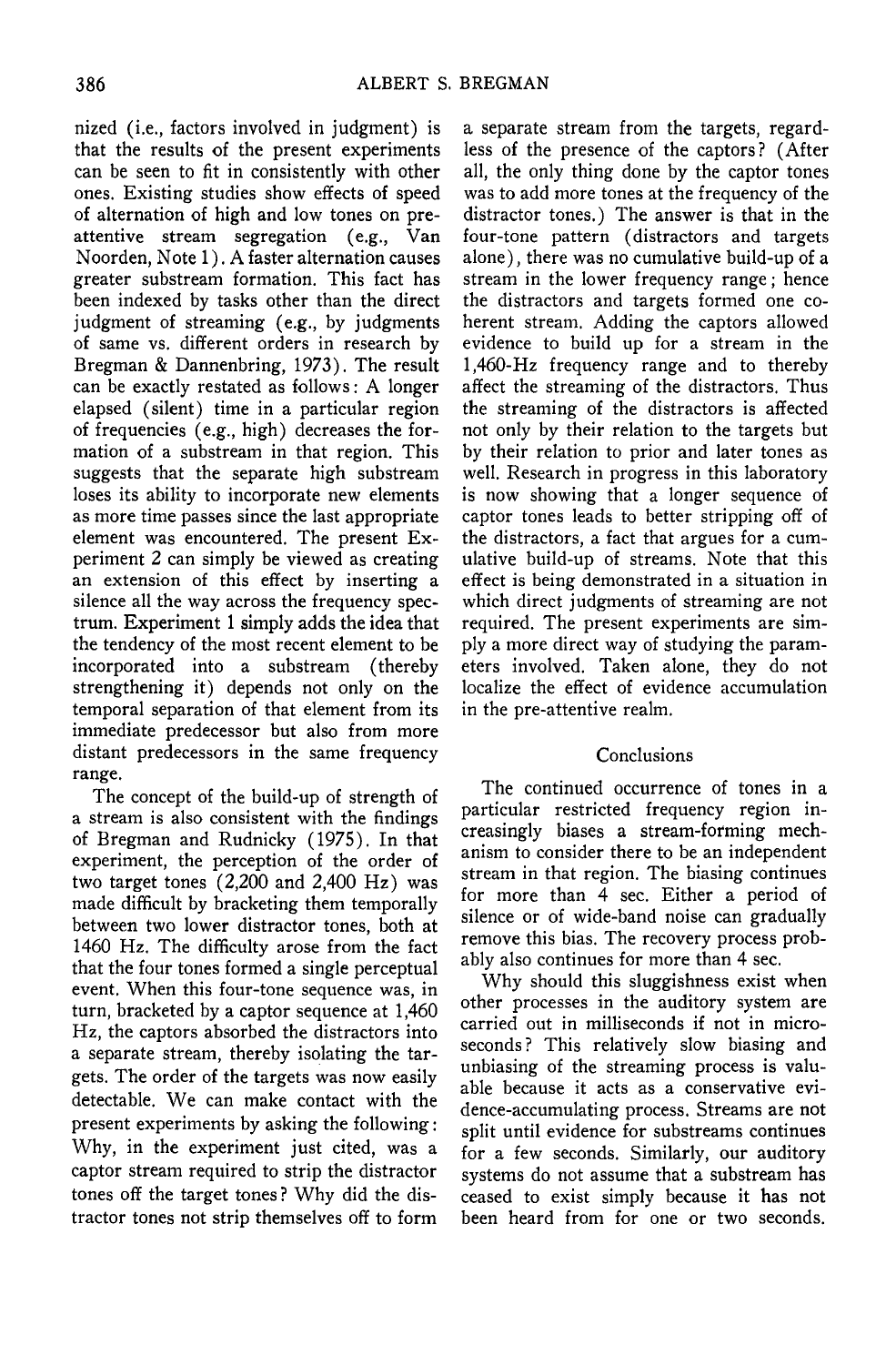nized (i.e., factors involved in judgment) is that the results of the present experiments can be seen to fit in consistently with other ones. Existing studies show effects of speed of alternation of high and low tones on pre-attentive stream segregation (e.g., Van Noorden, Note 1). A faster alternation causes greater substream formation. This fact has been indexed by tasks other than the direct judgment of streaming (e.g., by judgments of same vs. different orders in research by Bregman & Dannenbring, 1973). The result can be exactly restated as follows: A longer elapsed (silent) time in a particular region of frequencies (e.g., high) decreases the formation of a substream in that region. This suggests that the separate high substream loses its ability to incorporate new elements as more time passes since the last appropriate element was encountered. The present Experiment 2 can simply be viewed as creating an extension of this effect by inserting a silence all the way across the frequency spectrum. Experiment 1 simply adds the idea that the tendency of the most recent element to be incorporated into a substream (thereby strengthening it) depends not only on the temporal separation of that element from its immediate predecessor but also from more distant predecessors in the same frequency range.

The concept of the build-up of strength of a stream is also consistent with the findings of Bregman and Rudnicky (1975). In that experiment, the perception of the order of two target tones (2,200 and 2,400 Hz) was made difficult by bracketing them temporally between two lower distractor tones, both at 1460 Hz. The difficulty arose from the fact that the four tones formed a single perceptual event. When this four-tone sequence was, in turn, bracketed by a captor sequence at 1,460 Hz, the captors absorbed the distractors into a separate stream, thereby isolating the targets. The order of the targets was now easily detectable. We can make contact with the present experiments by asking the following: Why, in the experiment just cited, was a captor stream required to strip the distractor tones off the target tones? Why did the distractor tones not strip themselves off to form a separate stream from the targets, regardless of the presence of the captors? (After all, the only thing done by the captor tones was to add more tones at the frequency of the distractor tones.) The answer is that in the four-tone pattern (distractors and targets alone), there was no cumulative build-up of a stream in the lower frequency range; hence the distractors and targets formed one coherent stream. Adding the captors allowed evidence to build up for a stream in the 1,460-Hz frequency range and to thereby affect the streaming of the distractors. Thus the streaming of the distractors is affected not only by their relation to the targets but by their relation to prior and later tones as well. Research in progress in this laboratory is now showing that a longer sequence of captor tones leads to better stripping off of the distractors, a fact that argues for a cumulative build-up of streams. Note that this effect is being demonstrated in a situation in which direct judgments of streaming are not required. The present experiments are simply a more direct way of studying the parameters involved. Taken alone, they do not localize the effect of evidence accumulation in the pre-attentive realm.

## Conclusions

The continued occurrence of tones in a particular restricted frequency region increasingly biases a stream-forming mechanism to consider there to be an independent stream in that region. The biasing continues for more than 4 sec. Either a period of silence or of wide-band noise can gradually remove this bias. The recovery process probably also continues for more than 4 sec.

Why should this sluggishness exist when other processes in the auditory system are carried out in milliseconds if not in microseconds? This relatively slow biasing and unbiasing of the streaming process is valuable because it acts as a conservative evidence-accumulating process. Streams are not split until evidence for substreams continues for a few seconds. Similarly, our auditory systems do not assume that a substream has ceased to exist simply because it has not been heard from for one or two seconds.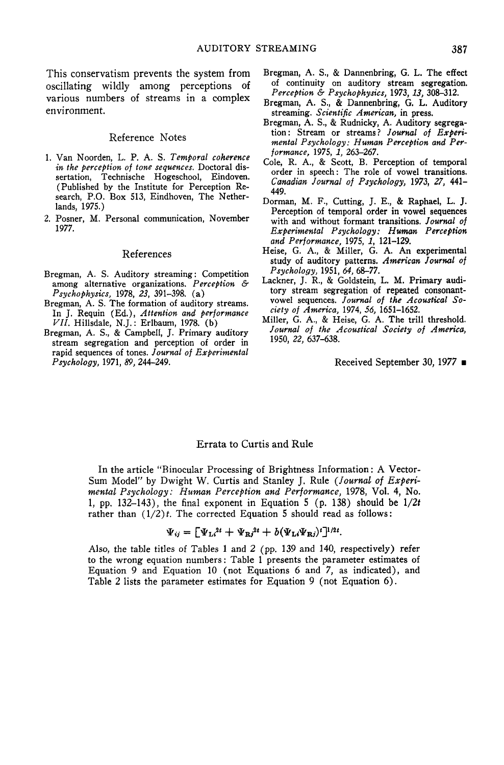This conservatism prevents the system from oscillating wildly among perceptions of various numbers of streams in a complex environment.

## Reference Notes

1. Van Noorden, L. P. A. S. *Temporal coherence in the perception of tone sequences.* Doctoral dissertation, Technische Hogeschool, Eindoven. (Published by the Institute for Perception Research, P.O. Box 513, Eindhoven, The Netherlands, 1975.)
2. Posner, M. Personal communication, November 1977.

## References

Bregman, A. S. Auditory streaming: Competition among alternative organizations. *Perception & Psychophysics,* 1978, *23,* 391–398. (a)

Bregman, A. S. The formation of auditory streams. In J. Requin (Ed.), *Attention and performance VII.* Hillsdale, N.J.: Erlbaum, 1978. (b)

Bregman, A. S., & Campbell, J. Primary auditory stream segregation and perception of order in rapid sequences of tones. *Journal of Experimental Psychology,* 1971, *89,* 244–249.

Bregman, A. S., & Dannenbring, G. L. The effect of continuity on auditory stream segregation. *Perception & Psychophysics,* 1973, *13,* 308–312.

Bregman, A. S., & Dannenbring, G. L. Auditory streaming. *Scientific American,* in press.

Bregman, A. S., & Rudnicky, A. Auditory segregation: Stream or streams? *Journal of Experimental Psychology: Human Perception and Performance,* 1975, *1,* 263–267.

Cole, R. A., & Scott, B. Perception of temporal order in speech: The role of vowel transitions. *Canadian Journal of Psychology,* 1973, *27,* 441–449.

Dorman, M. F., Cutting, J. E., & Raphael, L. J. Perception of temporal order in vowel sequences with and without formant transitions. *Journal of Experimental Psychology: Human Perception and Performance,* 1975, *1,* 121–129.

Heise, G. A., & Miller, G. A. An experimental study of auditory patterns. *American Journal of Psychology,* 1951, *64,* 68–77.

Lackner, J. R., & Goldstein, L. M. Primary auditory stream segregation of repeated consonant-vowel sequences. *Journal of the Acoustical Society of America,* 1974, *56,* 1651–1652.

Miller, G. A., & Heise, G. A. The trill threshold. *Journal of the Acoustical Society of America,* 1950, *22,* 637–638.

Received September 30, 1977 ■

## Errata to Curtis and Rule

In the article "Binocular Processing of Brightness Information: A Vector-Sum Model" by Dwight W. Curtis and Stanley J. Rule (*Journal of Experimental Psychology: Human Perception and Performance,* 1978, Vol. 4, No. 1, pp. 132–143), the final exponent in Equation 5 (p. 138) should be $1/2t$ rather than $(1/2)t$. The corrected Equation 5 should read as follows:

$$\Psi_{ij} = [\Psi_{Li}{}^{2t} + \Psi_{Rj}{}^{2t} + b(\Psi_{Li}\Psi_{Rj})^{t}]^{1/2t}.$$

Also, the table titles of Tables 1 and 2 (pp. 139 and 140, respectively) refer to the wrong equation numbers: Table 1 presents the parameter estimates of Equation 9 and Equation 10 (not Equations 6 and 7, as indicated), and Table 2 lists the parameter estimates for Equation 9 (not Equation 6).